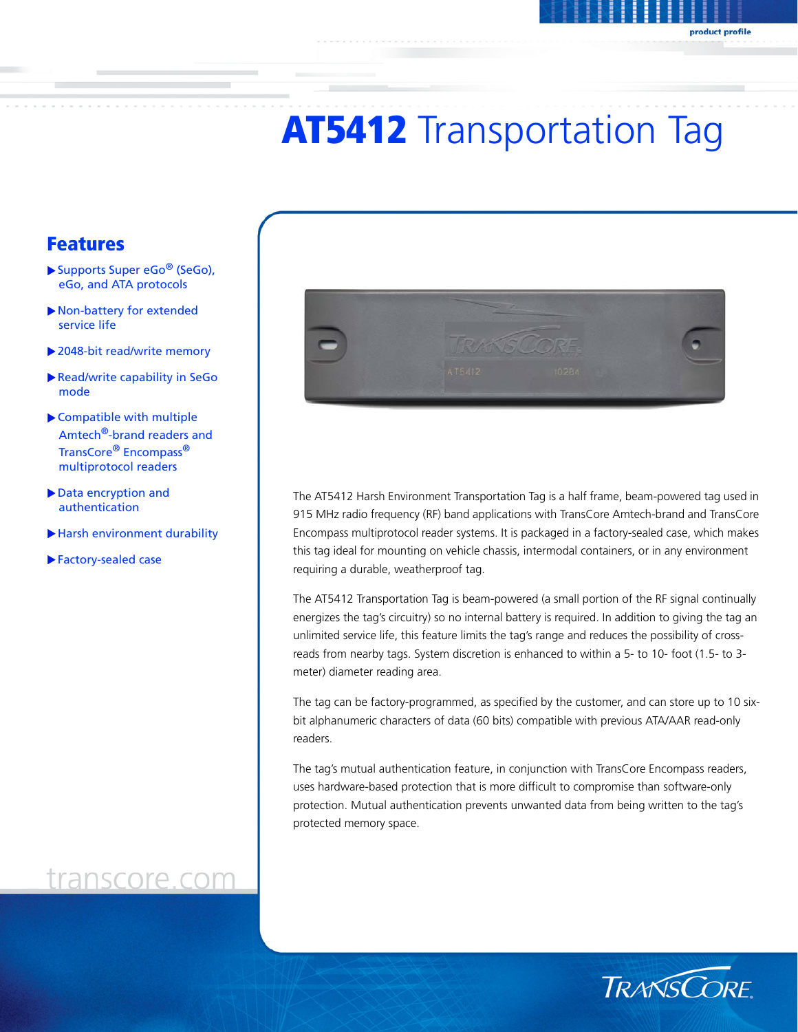# AT5412 Transportation Tag

## Features

- Supports Super eGo® (SeGo), eGo, and ATA protocols
- Non-battery for extended service life
- 2048-bit read/write memory
- Read/write capability in SeGo mode
- Compatible with multiple Amtech®-brand readers and TransCore® Encompass® multiprotocol readers
- Data encryption and authentication
- Harsh environment durability
- Factory-sealed case

transcore.com

The AT5412 Harsh Environment Transportation Tag is a half frame, beam-powered tag used in 915 MHz radio frequency (RF) band applications with TransCore Amtech-brand and TransCore Encompass multiprotocol reader systems. It is packaged in a factory-sealed case, which makes this tag ideal for mounting on vehicle chassis, intermodal containers, or in any environment requiring a durable, weatherproof tag.

The AT5412 Transportation Tag is beam-powered (a small portion of the RF signal continually energizes the tag's circuitry) so no internal battery is required. In addition to giving the tag an unlimited service life, this feature limits the tag's range and reduces the possibility of cross-reads from nearby tags. System discretion is enhanced to within a 5- to 10- foot (1.5- to 3-meter) diameter reading area.

The tag can be factory-programmed, as specified by the customer, and can store up to 10 six-bit alphanumeric characters of data (60 bits) compatible with previous ATA/AAR read-only readers.

The tag's mutual authentication feature, in conjunction with TransCore Encompass readers, uses hardware-based protection that is more difficult to compromise than software-only protection. Mutual authentication prevents unwanted data from being written to the tag's protected memory space.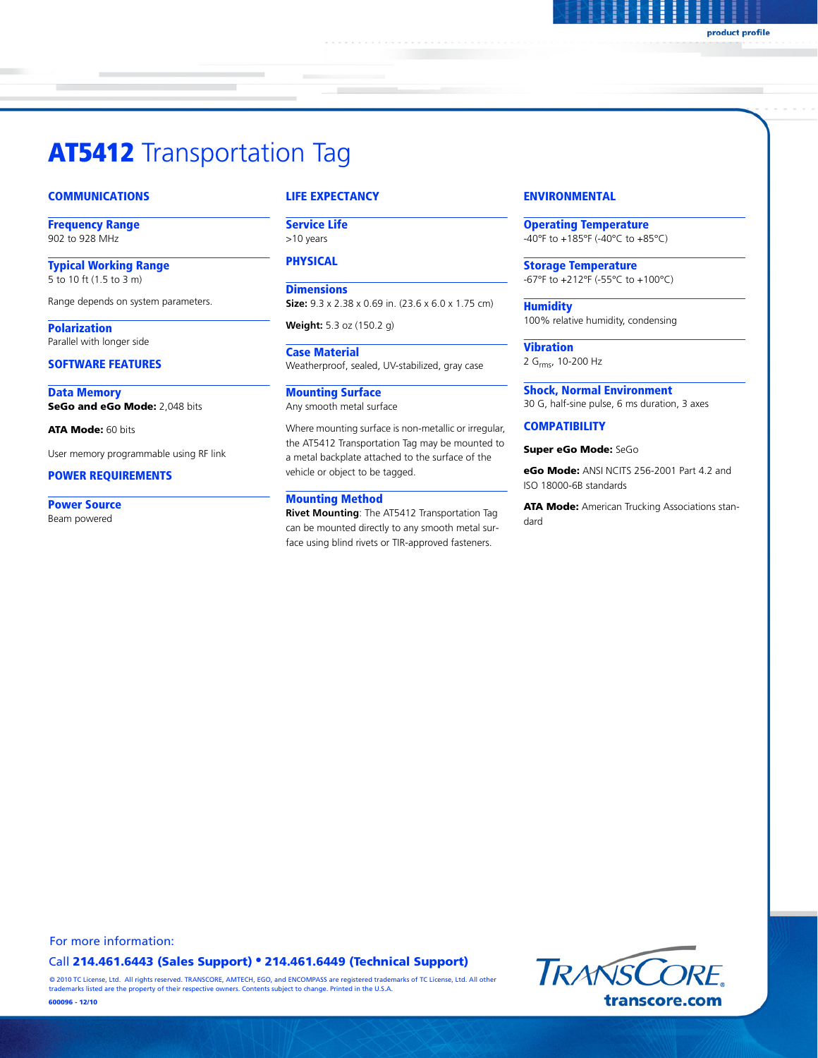# AT5412 Transportation Tag

## COMMUNICATIONS

### Frequency Range
902 to 928 MHz

### Typical Working Range
5 to 10 ft (1.5 to 3 m)

Range depends on system parameters.

### Polarization
Parallel with longer side

## SOFTWARE FEATURES

### Data Memory
**SeGo and eGo Mode:** 2,048 bits

**ATA Mode:** 60 bits

User memory programmable using RF link

## POWER REQUIREMENTS

### Power Source
Beam powered

## LIFE EXPECTANCY

### Service Life
>10 years

## PHYSICAL

### Dimensions
**Size:** 9.3 x 2.38 x 0.69 in. (23.6 x 6.0 x 1.75 cm)

**Weight:** 5.3 oz (150.2 g)

### Case Material
Weatherproof, sealed, UV-stabilized, gray case

### Mounting Surface
Any smooth metal surface

Where mounting surface is non-metallic or irregular, the AT5412 Transportation Tag may be mounted to a metal backplate attached to the surface of the vehicle or object to be tagged.

### Mounting Method
**Rivet Mounting**: The AT5412 Transportation Tag can be mounted directly to any smooth metal surface using blind rivets or TIR-approved fasteners.

## ENVIRONMENTAL

### Operating Temperature
-40°F to +185°F (-40°C to +85°C)

### Storage Temperature
-67°F to +212°F (-55°C to +100°C)

### Humidity
100% relative humidity, condensing

### Vibration
2 $G_{rms}$, 10-200 Hz

### Shock, Normal Environment
30 G, half-sine pulse, 6 ms duration, 3 axes

## COMPATIBILITY

**Super eGo Mode:** SeGo

**eGo Mode:** ANSI NCITS 256-2001 Part 4.2 and ISO 18000-6B standards

**ATA Mode:** American Trucking Associations standard

For more information:

Call **214.461.6443 (Sales Support) • 214.461.6449 (Technical Support)**

© 2010 TC License, Ltd. All rights reserved. TRANSCORE, AMTECH, EGO, and ENCOMPASS are registered trademarks of TC License, Ltd. All other trademarks listed are the property of their respective owners. Contents subject to change. Printed in the U.S.A.

**600096 - 12/10**

TRANSCORE

**transcore.com**